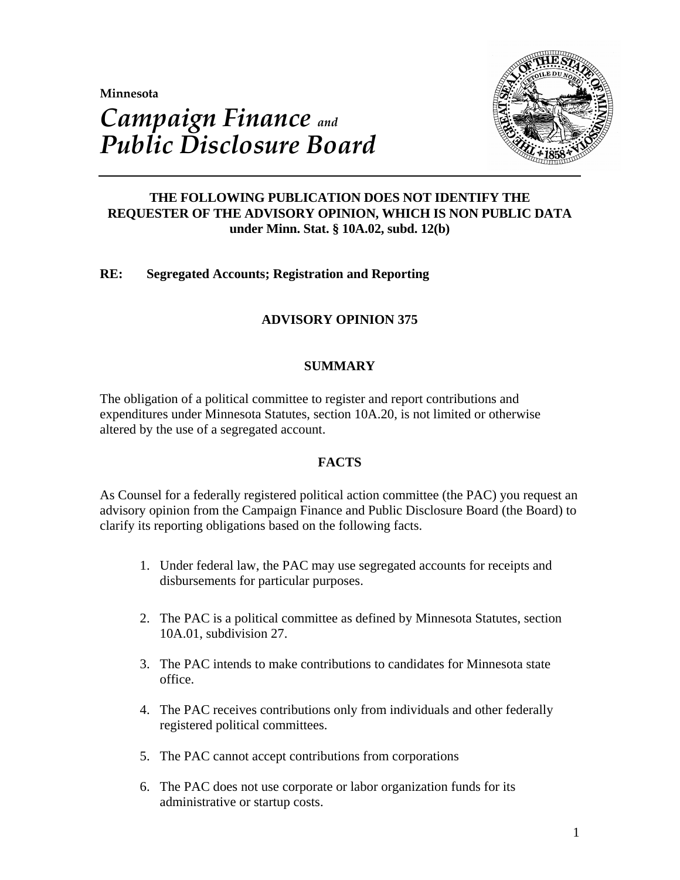**Minnesota**

# *Campaign Finance and Public Disclosure Board*

---

**THE FOLLOWING PUBLICATION DOES NOT IDENTIFY THE REQUESTER OF THE ADVISORY OPINION, WHICH IS NON PUBLIC DATA under Minn. Stat. § 10A.02, subd. 12(b)**

**RE: Segregated Accounts; Registration and Reporting**

## ADVISORY OPINION 375

### SUMMARY

The obligation of a political committee to register and report contributions and expenditures under Minnesota Statutes, section 10A.20, is not limited or otherwise altered by the use of a segregated account.

### FACTS

As Counsel for a federally registered political action committee (the PAC) you request an advisory opinion from the Campaign Finance and Public Disclosure Board (the Board) to clarify its reporting obligations based on the following facts.

1. Under federal law, the PAC may use segregated accounts for receipts and disbursements for particular purposes.
2. The PAC is a political committee as defined by Minnesota Statutes, section 10A.01, subdivision 27.
3. The PAC intends to make contributions to candidates for Minnesota state office.
4. The PAC receives contributions only from individuals and other federally registered political committees.
5. The PAC cannot accept contributions from corporations
6. The PAC does not use corporate or labor organization funds for its administrative or startup costs.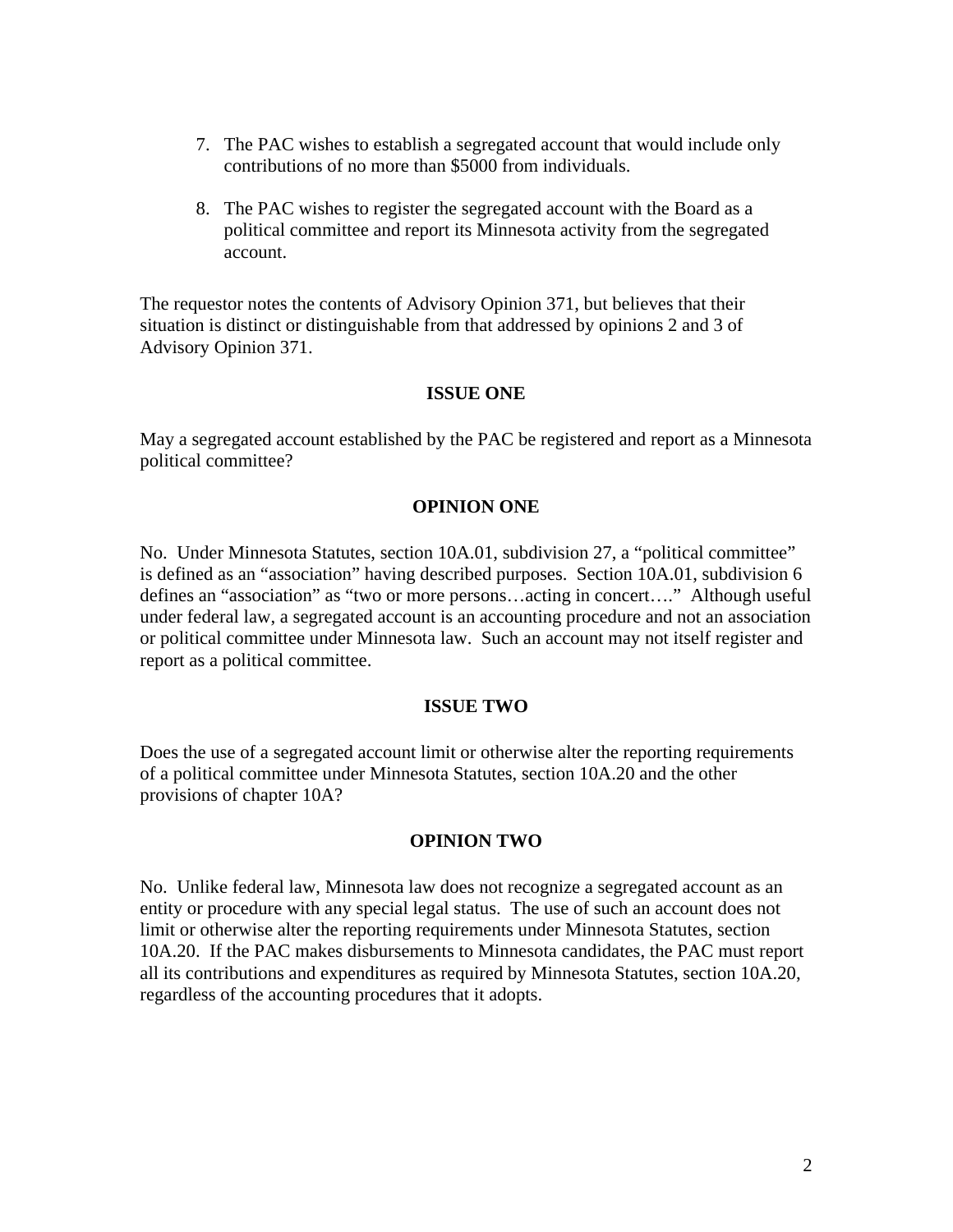7. The PAC wishes to establish a segregated account that would include only contributions of no more than $5000 from individuals.

8. The PAC wishes to register the segregated account with the Board as a political committee and report its Minnesota activity from the segregated account.

The requestor notes the contents of Advisory Opinion 371, but believes that their situation is distinct or distinguishable from that addressed by opinions 2 and 3 of Advisory Opinion 371.

**ISSUE ONE**

May a segregated account established by the PAC be registered and report as a Minnesota political committee?

**OPINION ONE**

No. Under Minnesota Statutes, section 10A.01, subdivision 27, a "political committee" is defined as an "association" having described purposes. Section 10A.01, subdivision 6 defines an "association" as "two or more persons…acting in concert…." Although useful under federal law, a segregated account is an accounting procedure and not an association or political committee under Minnesota law. Such an account may not itself register and report as a political committee.

**ISSUE TWO**

Does the use of a segregated account limit or otherwise alter the reporting requirements of a political committee under Minnesota Statutes, section 10A.20 and the other provisions of chapter 10A?

**OPINION TWO**

No. Unlike federal law, Minnesota law does not recognize a segregated account as an entity or procedure with any special legal status. The use of such an account does not limit or otherwise alter the reporting requirements under Minnesota Statutes, section 10A.20. If the PAC makes disbursements to Minnesota candidates, the PAC must report all its contributions and expenditures as required by Minnesota Statutes, section 10A.20, regardless of the accounting procedures that it adopts.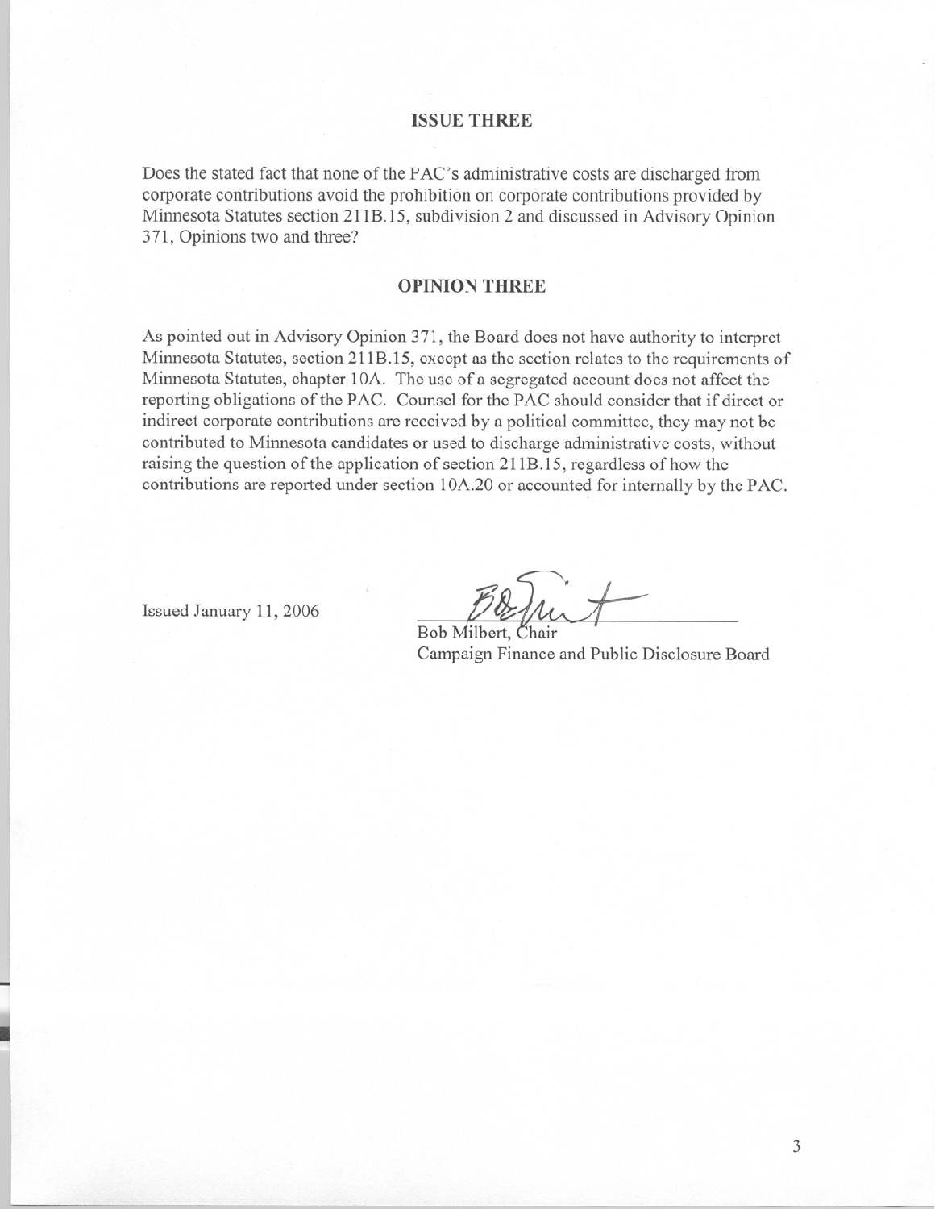## ISSUE THREE

Does the stated fact that none of the PAC's administrative costs are discharged from corporate contributions avoid the prohibition on corporate contributions provided by Minnesota Statutes section 211B.15, subdivision 2 and discussed in Advisory Opinion 371, Opinions two and three?

## OPINION THREE

As pointed out in Advisory Opinion 371, the Board does not have authority to interpret Minnesota Statutes, section 211B.15, except as the section relates to the requirements of Minnesota Statutes, chapter 10A. The use of a segregated account does not affect the reporting obligations of the PAC. Counsel for the PAC should consider that if direct or indirect corporate contributions are received by a political committee, they may not be contributed to Minnesota candidates or used to discharge administrative costs, without raising the question of the application of section 211B.15, regardless of how the contributions are reported under section 10A.20 or accounted for internally by the PAC.

Issued January 11, 2006

Bob Milbert, Chair
Campaign Finance and Public Disclosure Board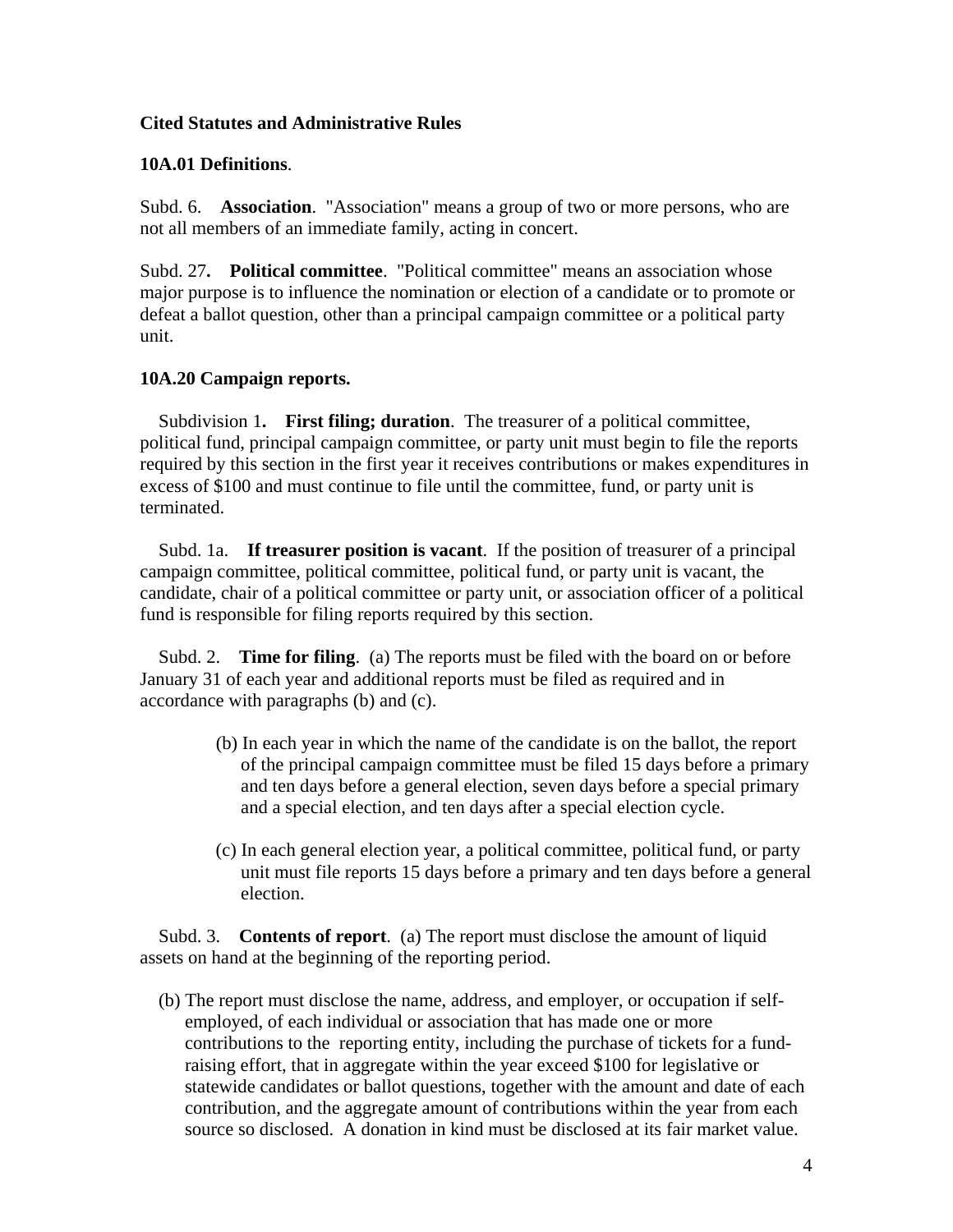**Cited Statutes and Administrative Rules**

**10A.01 Definitions**.

Subd. 6. **Association**. "Association" means a group of two or more persons, who are not all members of an immediate family, acting in concert.

Subd. 27**.** **Political committee**. "Political committee" means an association whose major purpose is to influence the nomination or election of a candidate or to promote or defeat a ballot question, other than a principal campaign committee or a political party unit.

**10A.20 Campaign reports.**

Subdivision 1**.** **First filing; duration**. The treasurer of a political committee, political fund, principal campaign committee, or party unit must begin to file the reports required by this section in the first year it receives contributions or makes expenditures in excess of $100 and must continue to file until the committee, fund, or party unit is terminated.

Subd. 1a. **If treasurer position is vacant**. If the position of treasurer of a principal campaign committee, political committee, political fund, or party unit is vacant, the candidate, chair of a political committee or party unit, or association officer of a political fund is responsible for filing reports required by this section.

Subd. 2. **Time for filing**. (a) The reports must be filed with the board on or before January 31 of each year and additional reports must be filed as required and in accordance with paragraphs (b) and (c).

(b) In each year in which the name of the candidate is on the ballot, the report of the principal campaign committee must be filed 15 days before a primary and ten days before a general election, seven days before a special primary and a special election, and ten days after a special election cycle.

(c) In each general election year, a political committee, political fund, or party unit must file reports 15 days before a primary and ten days before a general election.

Subd. 3. **Contents of report**. (a) The report must disclose the amount of liquid assets on hand at the beginning of the reporting period.

(b) The report must disclose the name, address, and employer, or occupation if self-employed, of each individual or association that has made one or more contributions to the reporting entity, including the purchase of tickets for a fund-raising effort, that in aggregate within the year exceed $100 for legislative or statewide candidates or ballot questions, together with the amount and date of each contribution, and the aggregate amount of contributions within the year from each source so disclosed. A donation in kind must be disclosed at its fair market value.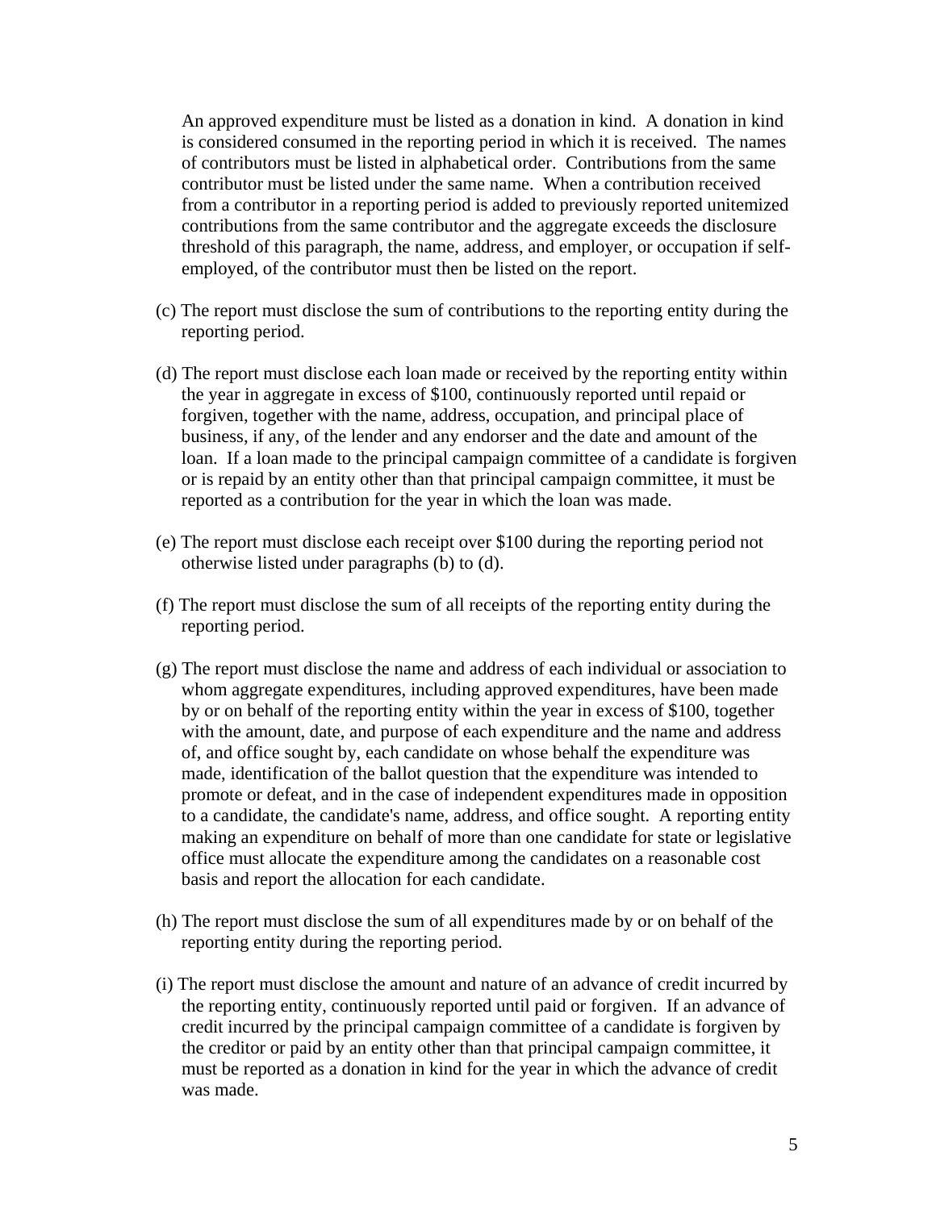An approved expenditure must be listed as a donation in kind. A donation in kind is considered consumed in the reporting period in which it is received. The names of contributors must be listed in alphabetical order. Contributions from the same contributor must be listed under the same name. When a contribution received from a contributor in a reporting period is added to previously reported unitemized contributions from the same contributor and the aggregate exceeds the disclosure threshold of this paragraph, the name, address, and employer, or occupation if self-employed, of the contributor must then be listed on the report.

(c) The report must disclose the sum of contributions to the reporting entity during the reporting period.

(d) The report must disclose each loan made or received by the reporting entity within the year in aggregate in excess of $100, continuously reported until repaid or forgiven, together with the name, address, occupation, and principal place of business, if any, of the lender and any endorser and the date and amount of the loan. If a loan made to the principal campaign committee of a candidate is forgiven or is repaid by an entity other than that principal campaign committee, it must be reported as a contribution for the year in which the loan was made.

(e) The report must disclose each receipt over $100 during the reporting period not otherwise listed under paragraphs (b) to (d).

(f) The report must disclose the sum of all receipts of the reporting entity during the reporting period.

(g) The report must disclose the name and address of each individual or association to whom aggregate expenditures, including approved expenditures, have been made by or on behalf of the reporting entity within the year in excess of $100, together with the amount, date, and purpose of each expenditure and the name and address of, and office sought by, each candidate on whose behalf the expenditure was made, identification of the ballot question that the expenditure was intended to promote or defeat, and in the case of independent expenditures made in opposition to a candidate, the candidate's name, address, and office sought. A reporting entity making an expenditure on behalf of more than one candidate for state or legislative office must allocate the expenditure among the candidates on a reasonable cost basis and report the allocation for each candidate.

(h) The report must disclose the sum of all expenditures made by or on behalf of the reporting entity during the reporting period.

(i) The report must disclose the amount and nature of an advance of credit incurred by the reporting entity, continuously reported until paid or forgiven. If an advance of credit incurred by the principal campaign committee of a candidate is forgiven by the creditor or paid by an entity other than that principal campaign committee, it must be reported as a donation in kind for the year in which the advance of credit was made.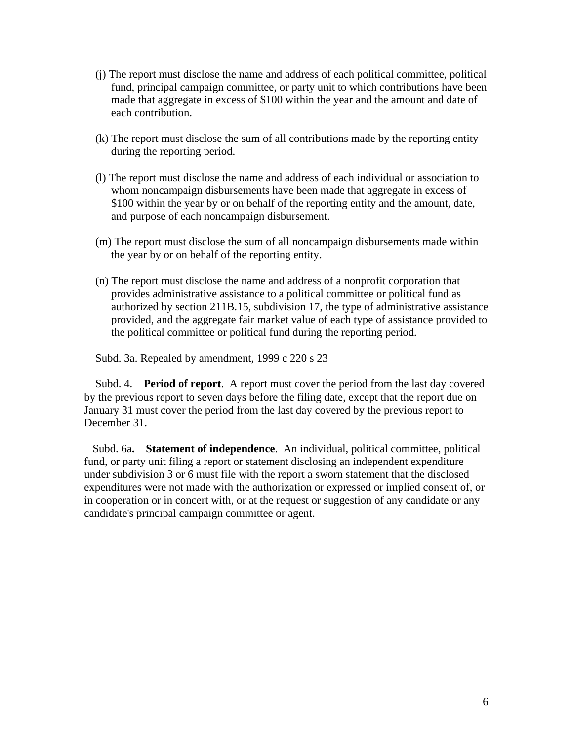(j) The report must disclose the name and address of each political committee, political fund, principal campaign committee, or party unit to which contributions have been made that aggregate in excess of $100 within the year and the amount and date of each contribution.

(k) The report must disclose the sum of all contributions made by the reporting entity during the reporting period.

(l) The report must disclose the name and address of each individual or association to whom noncampaign disbursements have been made that aggregate in excess of $100 within the year by or on behalf of the reporting entity and the amount, date, and purpose of each noncampaign disbursement.

(m) The report must disclose the sum of all noncampaign disbursements made within the year by or on behalf of the reporting entity.

(n) The report must disclose the name and address of a nonprofit corporation that provides administrative assistance to a political committee or political fund as authorized by section 211B.15, subdivision 17, the type of administrative assistance provided, and the aggregate fair market value of each type of assistance provided to the political committee or political fund during the reporting period.

Subd. 3a. Repealed by amendment, 1999 c 220 s 23

Subd. 4. **Period of report**. A report must cover the period from the last day covered by the previous report to seven days before the filing date, except that the report due on January 31 must cover the period from the last day covered by the previous report to December 31.

Subd. 6a**.** **Statement of independence**. An individual, political committee, political fund, or party unit filing a report or statement disclosing an independent expenditure under subdivision 3 or 6 must file with the report a sworn statement that the disclosed expenditures were not made with the authorization or expressed or implied consent of, or in cooperation or in concert with, or at the request or suggestion of any candidate or any candidate's principal campaign committee or agent.